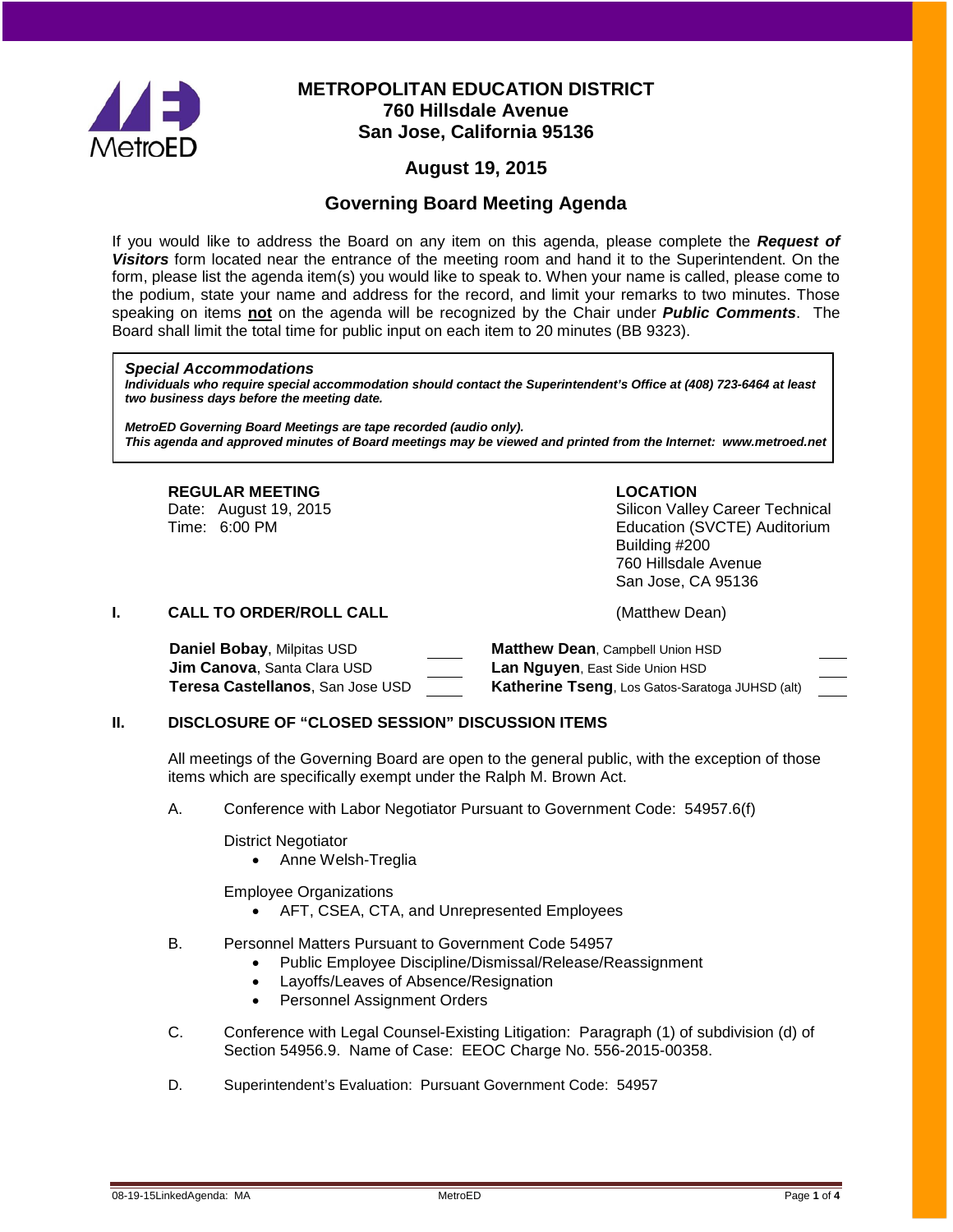# METROPOLITAN EDUCATION DISTRICT
## 760 Hillsdale Avenue
## San Jose, California 95136

## August 19, 2015

## Governing Board Meeting Agenda

If you would like to address the Board on any item on this agenda, please complete the ***Request of Visitors*** form located near the entrance of the meeting room and hand it to the Superintendent. On the form, please list the agenda item(s) you would like to speak to. When your name is called, please come to the podium, state your name and address for the record, and limit your remarks to two minutes. Those speaking on items **not** on the agenda will be recognized by the Chair under ***Public Comments***. The Board shall limit the total time for public input on each item to 20 minutes (BB 9323).

> ***Special Accommodations***
> ***Individuals who require special accommodation should contact the Superintendent's Office at (408) 723-6464 at least two business days before the meeting date.***
>
> ***MetroED Governing Board Meetings are tape recorded (audio only).***
> ***This agenda and approved minutes of Board meetings may be viewed and printed from the Internet: www.metroed.net***

**REGULAR MEETING**
Date: August 19, 2015
Time: 6:00 PM

**LOCATION**
Silicon Valley Career Technical Education (SVCTE) Auditorium
Building #200
760 Hillsdale Avenue
San Jose, CA 95136

### I. CALL TO ORDER/ROLL CALL (Matthew Dean)

| | | | |
|---|---|---|---|
| **Daniel Bobay**, Milpitas USD | ____ | **Matthew Dean**, Campbell Union HSD | ____ |
| **Jim Canova**, Santa Clara USD | ____ | **Lan Nguyen**, East Side Union HSD | ____ |
| **Teresa Castellanos**, San Jose USD | ____ | **Katherine Tseng**, Los Gatos-Saratoga JUHSD (alt) | ____ |

### II. DISCLOSURE OF "CLOSED SESSION" DISCUSSION ITEMS

All meetings of the Governing Board are open to the general public, with the exception of those items which are specifically exempt under the Ralph M. Brown Act.

A. Conference with Labor Negotiator Pursuant to Government Code: 54957.6(f)

District Negotiator
- Anne Welsh-Treglia

Employee Organizations
- AFT, CSEA, CTA, and Unrepresented Employees

B. Personnel Matters Pursuant to Government Code 54957
- Public Employee Discipline/Dismissal/Release/Reassignment
- Layoffs/Leaves of Absence/Resignation
- Personnel Assignment Orders

C. Conference with Legal Counsel-Existing Litigation: Paragraph (1) of subdivision (d) of Section 54956.9. Name of Case: EEOC Charge No. 556-2015-00358.

D. Superintendent's Evaluation: Pursuant Government Code: 54957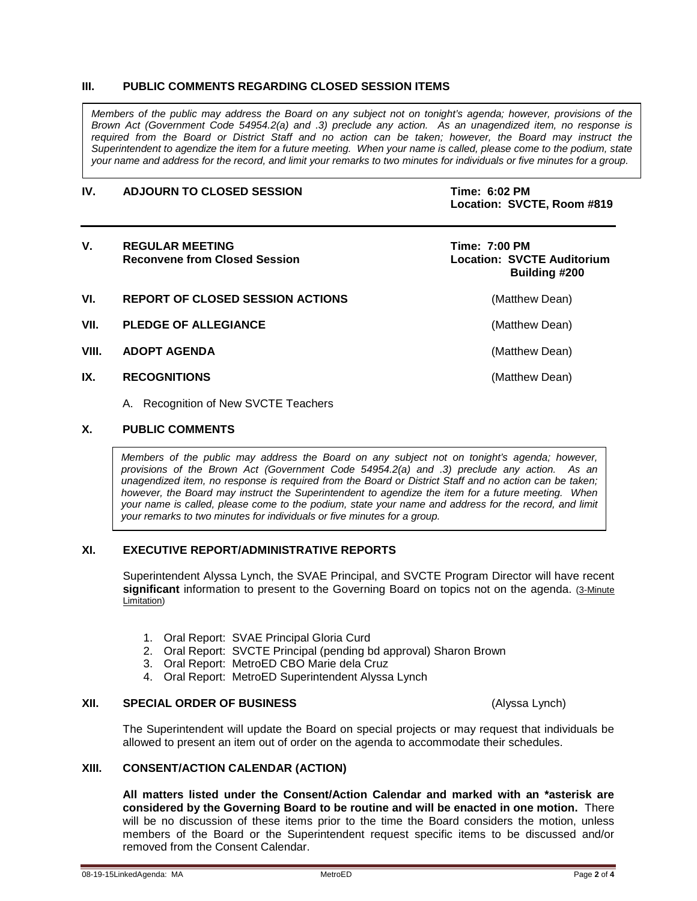## III. PUBLIC COMMENTS REGARDING CLOSED SESSION ITEMS

*Members of the public may address the Board on any subject not on tonight's agenda; however, provisions of the Brown Act (Government Code 54954.2(a) and .3) preclude any action. As an unagendized item, no response is required from the Board or District Staff and no action can be taken; however, the Board may instruct the Superintendent to agendize the item for a future meeting. When your name is called, please come to the podium, state your name and address for the record, and limit your remarks to two minutes for individuals or five minutes for a group.*

## IV. ADJOURN TO CLOSED SESSION

**Time: 6:02 PM**
**Location: SVCTE, Room #819**

---

## V. REGULAR MEETING
**Reconvene from Closed Session**

**Time: 7:00 PM**
**Location: SVCTE Auditorium Building #200**

## VI. REPORT OF CLOSED SESSION ACTIONS
(Matthew Dean)

## VII. PLEDGE OF ALLEGIANCE
(Matthew Dean)

## VIII. ADOPT AGENDA
(Matthew Dean)

## IX. RECOGNITIONS
(Matthew Dean)

A. Recognition of New SVCTE Teachers

## X. PUBLIC COMMENTS

*Members of the public may address the Board on any subject not on tonight's agenda; however, provisions of the Brown Act (Government Code 54954.2(a) and .3) preclude any action. As an unagendized item, no response is required from the Board or District Staff and no action can be taken; however, the Board may instruct the Superintendent to agendize the item for a future meeting. When your name is called, please come to the podium, state your name and address for the record, and limit your remarks to two minutes for individuals or five minutes for a group.*

## XI. EXECUTIVE REPORT/ADMINISTRATIVE REPORTS

Superintendent Alyssa Lynch, the SVAE Principal, and SVCTE Program Director will have recent **significant** information to present to the Governing Board on topics not on the agenda. (3-Minute Limitation)

1. Oral Report: SVAE Principal Gloria Curd
2. Oral Report: SVCTE Principal (pending bd approval) Sharon Brown
3. Oral Report: MetroED CBO Marie dela Cruz
4. Oral Report: MetroED Superintendent Alyssa Lynch

## XII. SPECIAL ORDER OF BUSINESS
(Alyssa Lynch)

The Superintendent will update the Board on special projects or may request that individuals be allowed to present an item out of order on the agenda to accommodate their schedules.

## XIII. CONSENT/ACTION CALENDAR (ACTION)

**All matters listed under the Consent/Action Calendar and marked with an *asterisk are considered by the Governing Board to be routine and will be enacted in one motion.** There will be no discussion of these items prior to the time the Board considers the motion, unless members of the Board or the Superintendent request specific items to be discussed and/or removed from the Consent Calendar.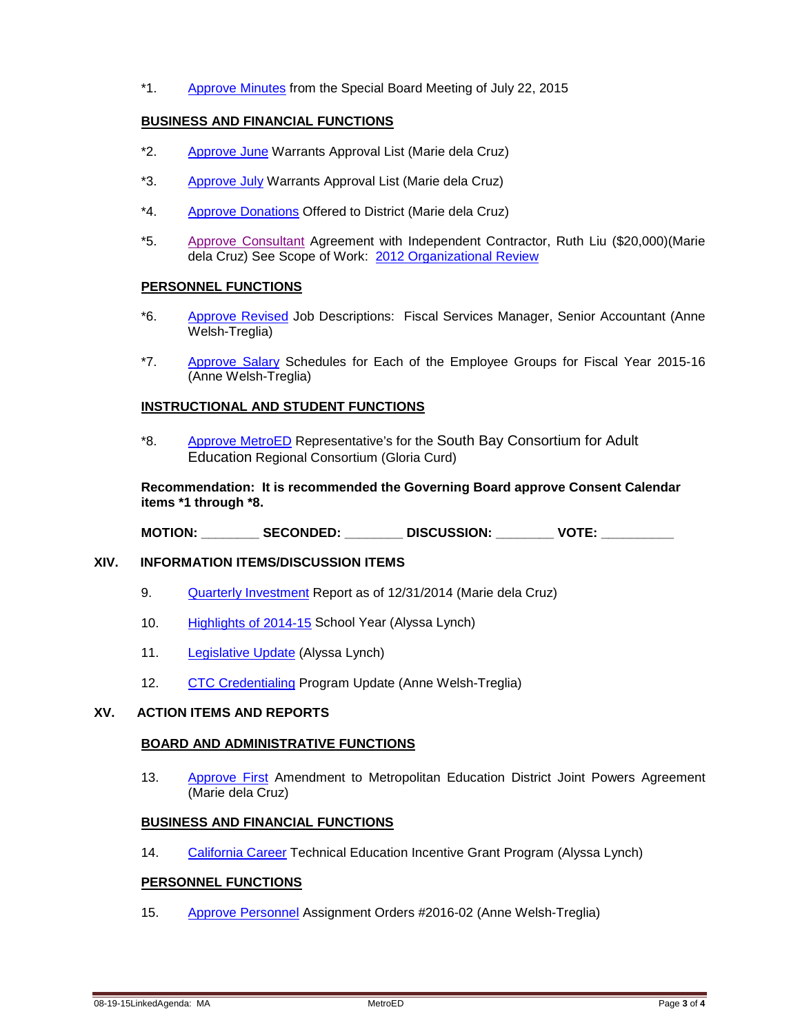*1. Approve Minutes from the Special Board Meeting of July 22, 2015

**BUSINESS AND FINANCIAL FUNCTIONS**

*2. Approve June Warrants Approval List (Marie dela Cruz)

*3. Approve July Warrants Approval List (Marie dela Cruz)

*4. Approve Donations Offered to District (Marie dela Cruz)

*5. Approve Consultant Agreement with Independent Contractor, Ruth Liu ($20,000)(Marie dela Cruz) See Scope of Work: 2012 Organizational Review

**PERSONNEL FUNCTIONS**

*6. Approve Revised Job Descriptions: Fiscal Services Manager, Senior Accountant (Anne Welsh-Treglia)

*7. Approve Salary Schedules for Each of the Employee Groups for Fiscal Year 2015-16 (Anne Welsh-Treglia)

**INSTRUCTIONAL AND STUDENT FUNCTIONS**

*8. Approve MetroED Representative's for the South Bay Consortium for Adult Education Regional Consortium (Gloria Curd)

**Recommendation: It is recommended the Governing Board approve Consent Calendar items *1 through *8.**

**MOTION: ________ SECONDED: ________ DISCUSSION: ________ VOTE: __________**

## XIV. INFORMATION ITEMS/DISCUSSION ITEMS

9. Quarterly Investment Report as of 12/31/2014 (Marie dela Cruz)

10. Highlights of 2014-15 School Year (Alyssa Lynch)

11. Legislative Update (Alyssa Lynch)

12. CTC Credentialing Program Update (Anne Welsh-Treglia)

## XV. ACTION ITEMS AND REPORTS

**BOARD AND ADMINISTRATIVE FUNCTIONS**

13. Approve First Amendment to Metropolitan Education District Joint Powers Agreement (Marie dela Cruz)

**BUSINESS AND FINANCIAL FUNCTIONS**

14. California Career Technical Education Incentive Grant Program (Alyssa Lynch)

**PERSONNEL FUNCTIONS**

15. Approve Personnel Assignment Orders #2016-02 (Anne Welsh-Treglia)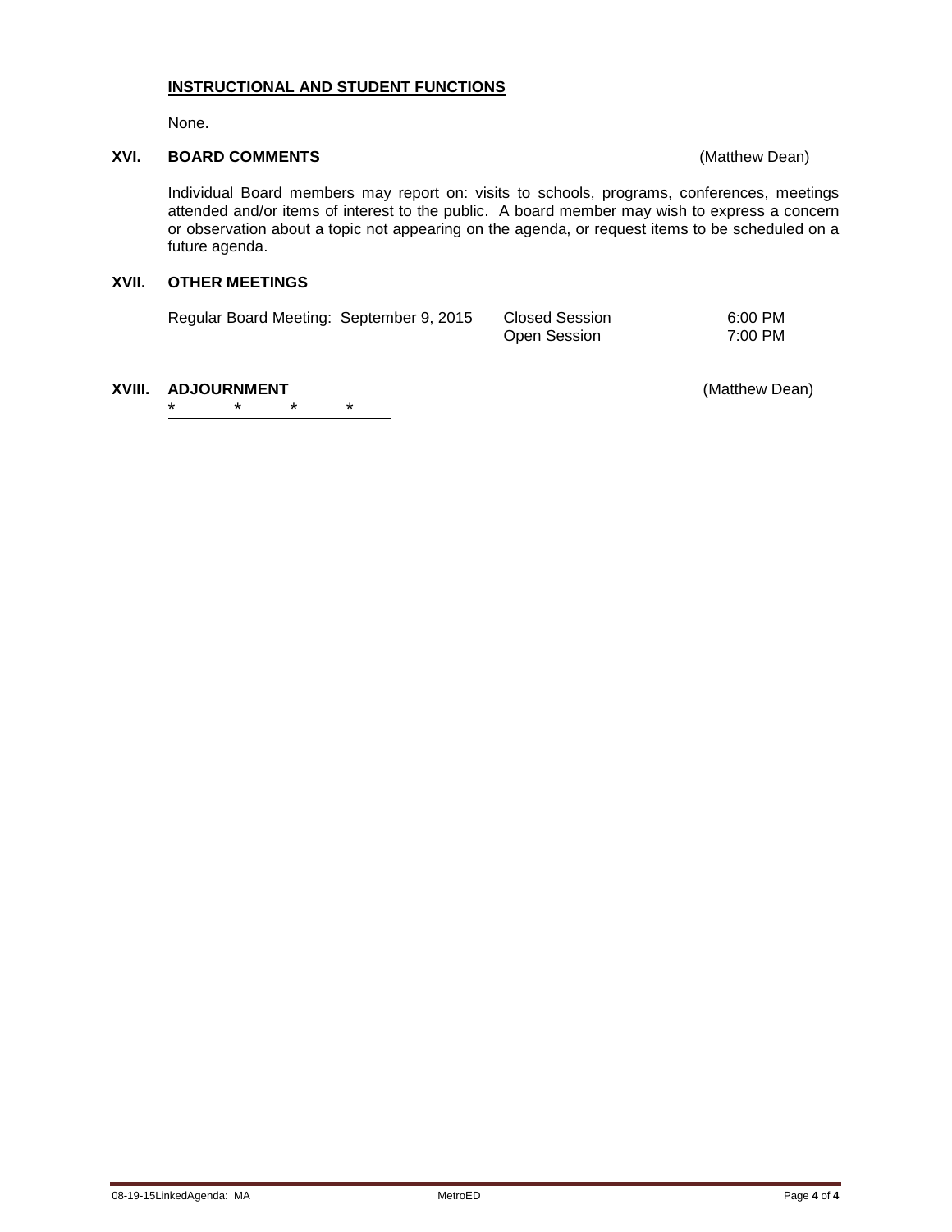**INSTRUCTIONAL AND STUDENT FUNCTIONS**

None.

## XVI. BOARD COMMENTS (Matthew Dean)

Individual Board members may report on: visits to schools, programs, conferences, meetings attended and/or items of interest to the public. A board member may wish to express a concern or observation about a topic not appearing on the agenda, or request items to be scheduled on a future agenda.

## XVII. OTHER MEETINGS

| | | |
|---|---|---|
| Regular Board Meeting: September 9, 2015 | Closed Session | 6:00 PM |
| | Open Session | 7:00 PM |

## XVIII. ADJOURNMENT (Matthew Dean)

\* \* \* \*